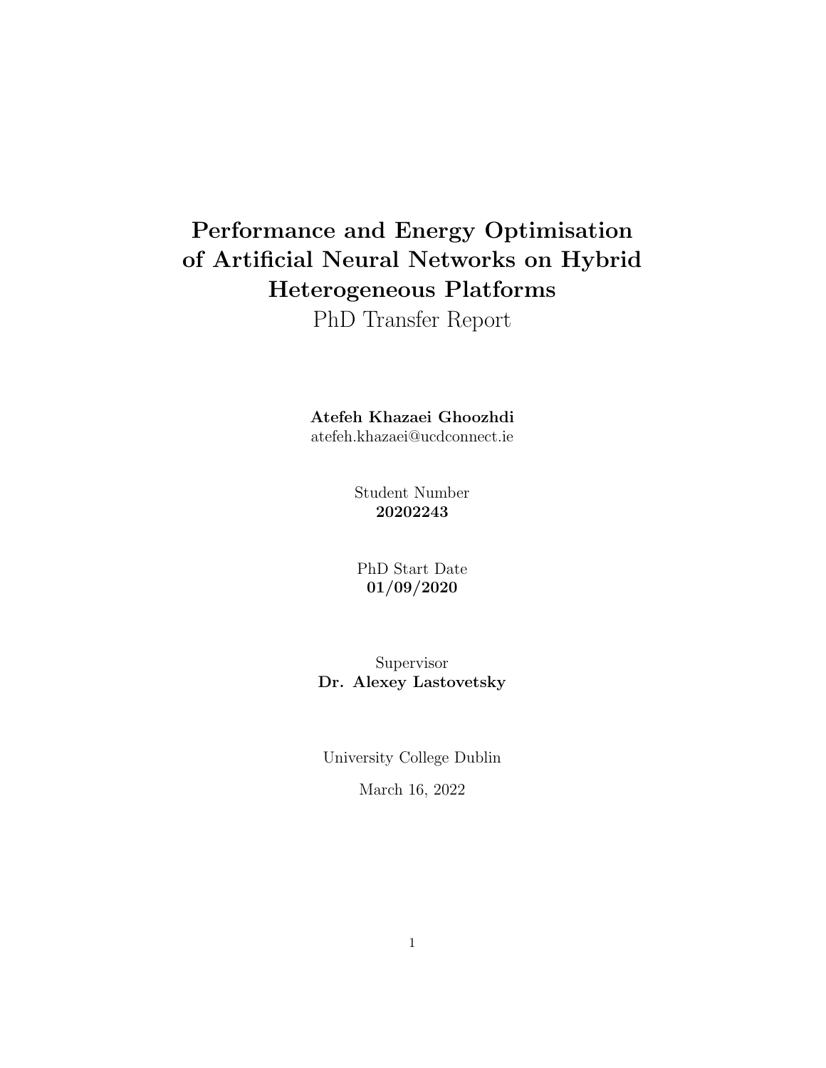# Performance and Energy Optimisation of Artificial Neural Networks on Hybrid Heterogeneous Platforms

PhD Transfer Report

**Atefeh Khazaei Ghoozhdi**
atefeh.khazaei@ucdconnect.ie

Student Number
**20202243**

PhD Start Date
**01/09/2020**

Supervisor
**Dr. Alexey Lastovetsky**

University College Dublin

March 16, 2022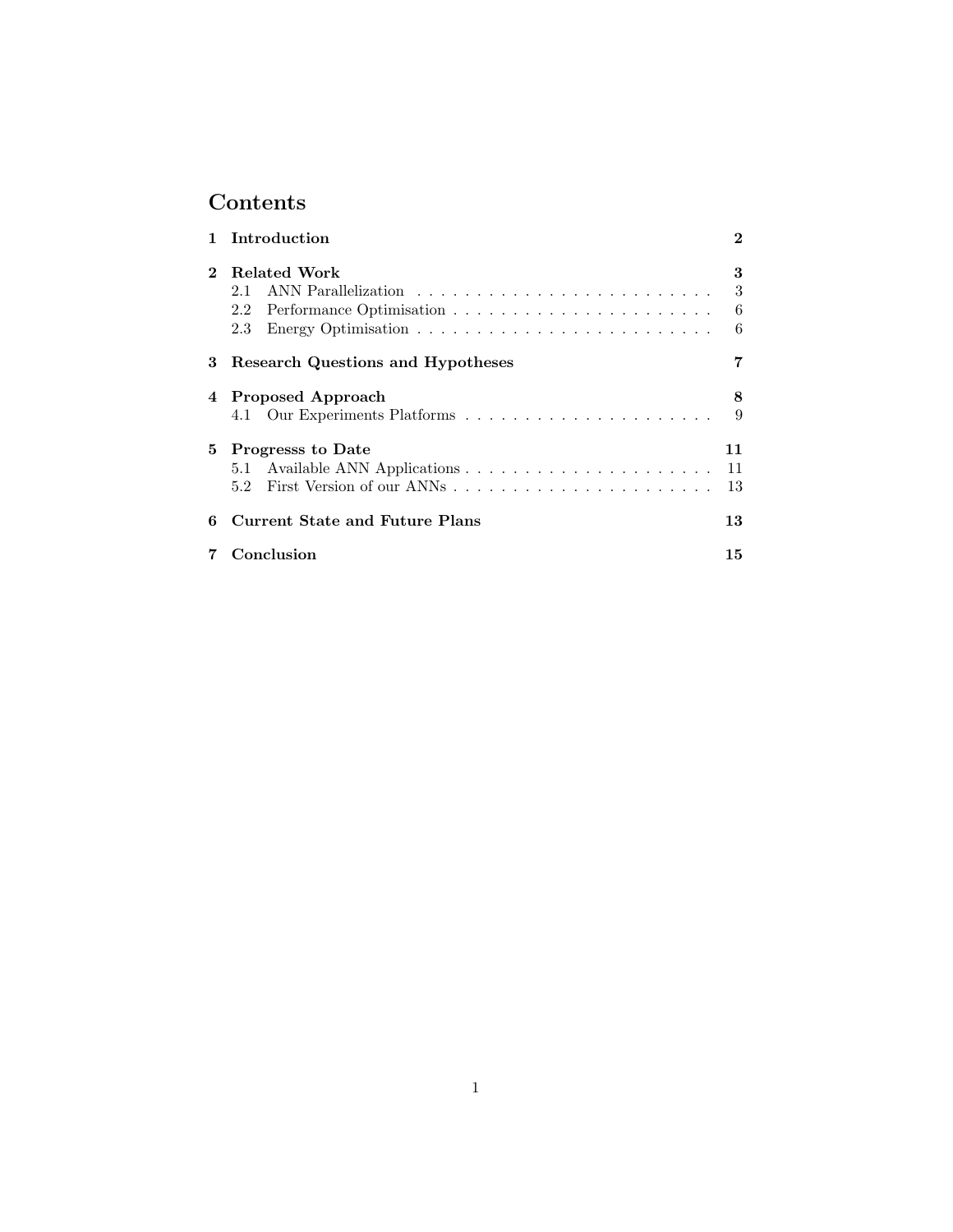# Contents

| | | |
|---|---|---|
| **1** | **Introduction** | **2** |
| **2** | **Related Work** | **3** |
| 2.1 | ANN Parallelization | 3 |
| 2.2 | Performance Optimisation | 6 |
| 2.3 | Energy Optimisation | 6 |
| **3** | **Research Questions and Hypotheses** | **7** |
| **4** | **Proposed Approach** | **8** |
| 4.1 | Our Experiments Platforms | 9 |
| **5** | **Progresss to Date** | **11** |
| 5.1 | Available ANN Applications | 11 |
| 5.2 | First Version of our ANNs | 13 |
| **6** | **Current State and Future Plans** | **13** |
| **7** | **Conclusion** | **15** |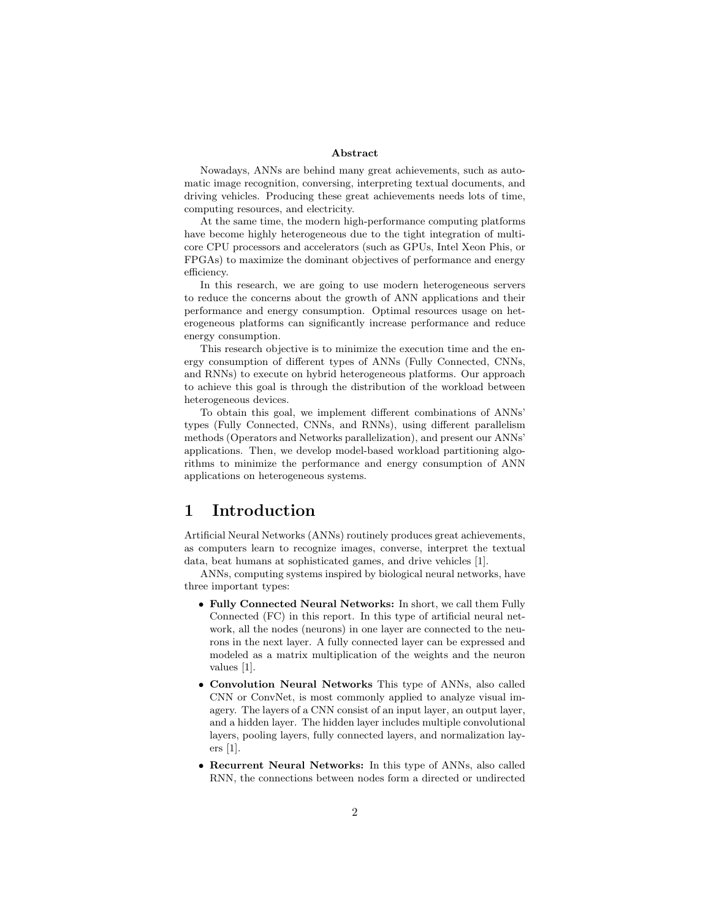**Abstract**

Nowadays, ANNs are behind many great achievements, such as automatic image recognition, conversing, interpreting textual documents, and driving vehicles. Producing these great achievements needs lots of time, computing resources, and electricity.

At the same time, the modern high-performance computing platforms have become highly heterogeneous due to the tight integration of multi-core CPU processors and accelerators (such as GPUs, Intel Xeon Phis, or FPGAs) to maximize the dominant objectives of performance and energy efficiency.

In this research, we are going to use modern heterogeneous servers to reduce the concerns about the growth of ANN applications and their performance and energy consumption. Optimal resources usage on heterogeneous platforms can significantly increase performance and reduce energy consumption.

This research objective is to minimize the execution time and the energy consumption of different types of ANNs (Fully Connected, CNNs, and RNNs) to execute on hybrid heterogeneous platforms. Our approach to achieve this goal is through the distribution of the workload between heterogeneous devices.

To obtain this goal, we implement different combinations of ANNs' types (Fully Connected, CNNs, and RNNs), using different parallelism methods (Operators and Networks parallelization), and present our ANNs' applications. Then, we develop model-based workload partitioning algorithms to minimize the performance and energy consumption of ANN applications on heterogeneous systems.

# 1 Introduction

Artificial Neural Networks (ANNs) routinely produces great achievements, as computers learn to recognize images, converse, interpret the textual data, beat humans at sophisticated games, and drive vehicles [1].

ANNs, computing systems inspired by biological neural networks, have three important types:

- **Fully Connected Neural Networks:** In short, we call them Fully Connected (FC) in this report. In this type of artificial neural network, all the nodes (neurons) in one layer are connected to the neurons in the next layer. A fully connected layer can be expressed and modeled as a matrix multiplication of the weights and the neuron values [1].
- **Convolution Neural Networks** This type of ANNs, also called CNN or ConvNet, is most commonly applied to analyze visual imagery. The layers of a CNN consist of an input layer, an output layer, and a hidden layer. The hidden layer includes multiple convolutional layers, pooling layers, fully connected layers, and normalization layers [1].
- **Recurrent Neural Networks:** In this type of ANNs, also called RNN, the connections between nodes form a directed or undirected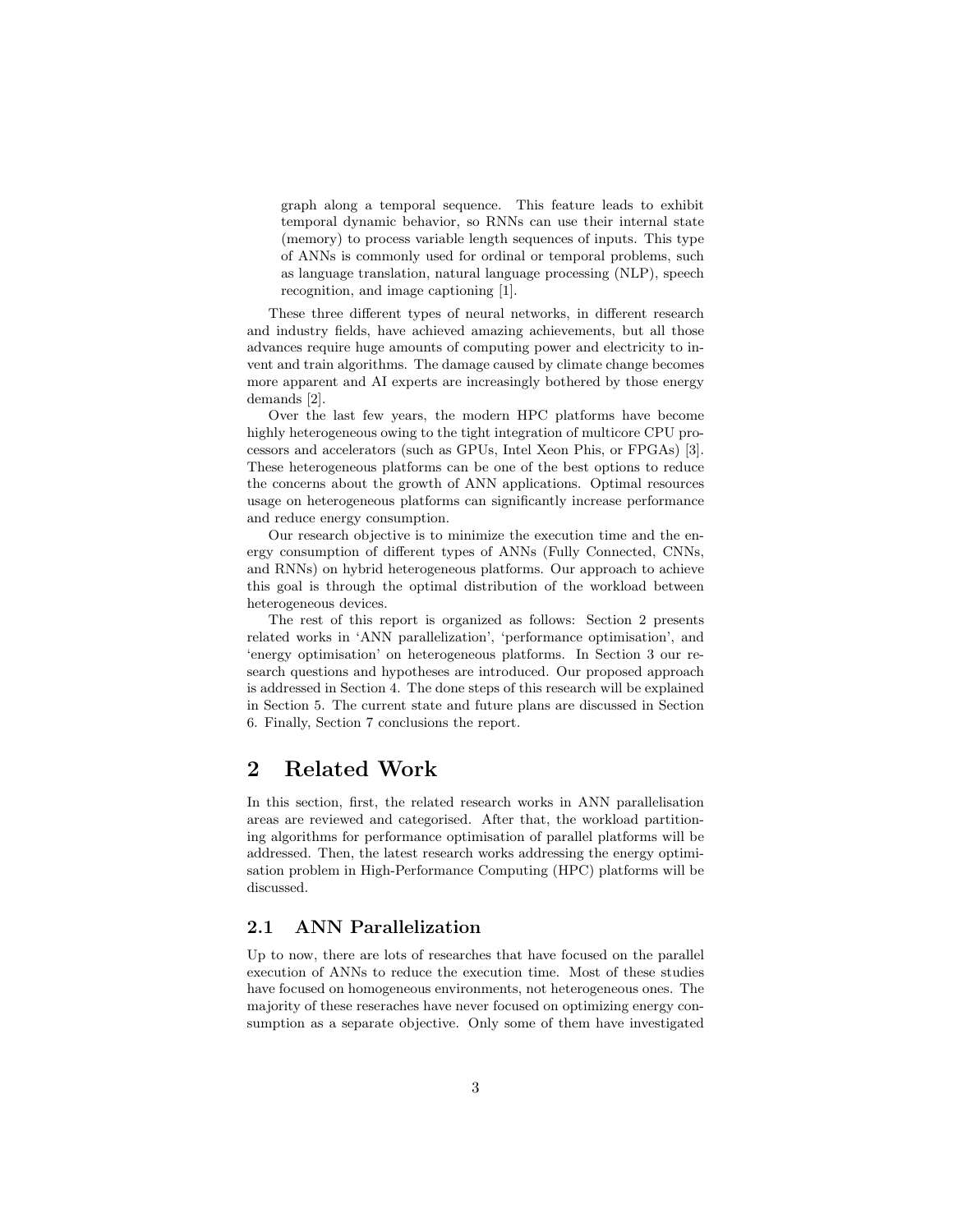graph along a temporal sequence. This feature leads to exhibit temporal dynamic behavior, so RNNs can use their internal state (memory) to process variable length sequences of inputs. This type of ANNs is commonly used for ordinal or temporal problems, such as language translation, natural language processing (NLP), speech recognition, and image captioning [1].

These three different types of neural networks, in different research and industry fields, have achieved amazing achievements, but all those advances require huge amounts of computing power and electricity to invent and train algorithms. The damage caused by climate change becomes more apparent and AI experts are increasingly bothered by those energy demands [2].

Over the last few years, the modern HPC platforms have become highly heterogeneous owing to the tight integration of multicore CPU processors and accelerators (such as GPUs, Intel Xeon Phis, or FPGAs) [3]. These heterogeneous platforms can be one of the best options to reduce the concerns about the growth of ANN applications. Optimal resources usage on heterogeneous platforms can significantly increase performance and reduce energy consumption.

Our research objective is to minimize the execution time and the energy consumption of different types of ANNs (Fully Connected, CNNs, and RNNs) on hybrid heterogeneous platforms. Our approach to achieve this goal is through the optimal distribution of the workload between heterogeneous devices.

The rest of this report is organized as follows: Section 2 presents related works in 'ANN parallelization', 'performance optimisation', and 'energy optimisation' on heterogeneous platforms. In Section 3 our research questions and hypotheses are introduced. Our proposed approach is addressed in Section 4. The done steps of this research will be explained in Section 5. The current state and future plans are discussed in Section 6. Finally, Section 7 conclusions the report.

## 2 Related Work

In this section, first, the related research works in ANN parallelisation areas are reviewed and categorised. After that, the workload partitioning algorithms for performance optimisation of parallel platforms will be addressed. Then, the latest research works addressing the energy optimisation problem in High-Performance Computing (HPC) platforms will be discussed.

### 2.1 ANN Parallelization

Up to now, there are lots of researches that have focused on the parallel execution of ANNs to reduce the execution time. Most of these studies have focused on homogeneous environments, not heterogeneous ones. The majority of these reserаches have never focused on optimizing energy consumption as a separate objective. Only some of them have investigated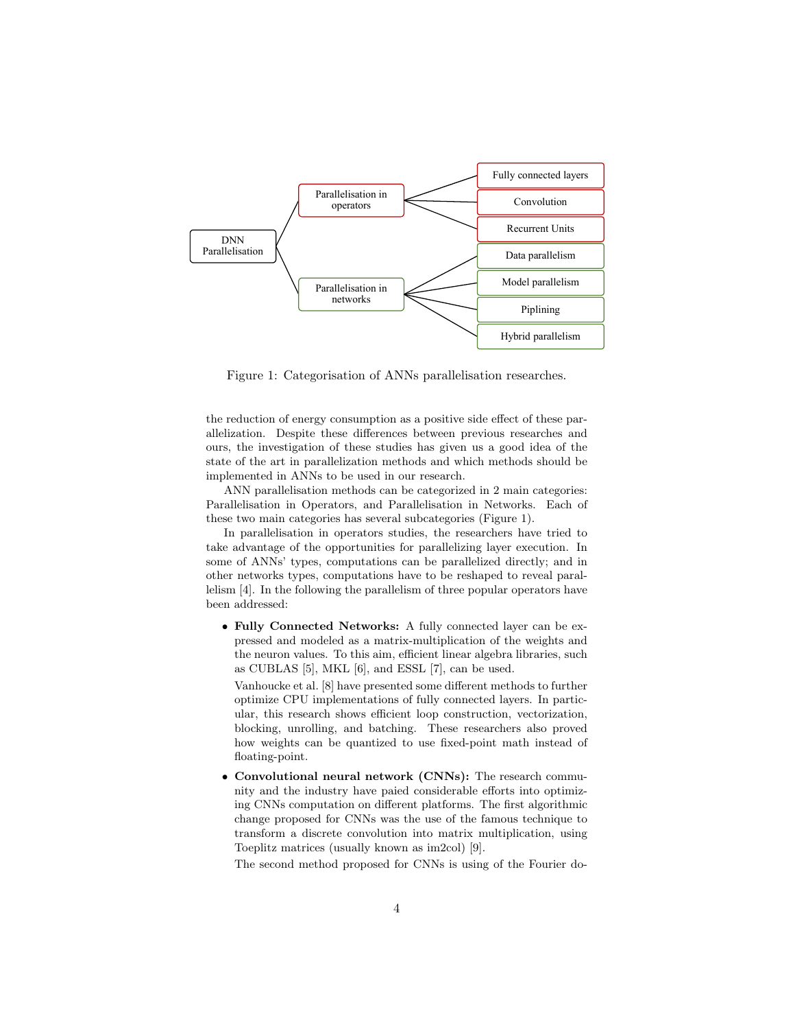Figure 1: Categorisation of ANNs parallelisation researches.

the reduction of energy consumption as a positive side effect of these parallelization. Despite these differences between previous researches and ours, the investigation of these studies has given us a good idea of the state of the art in parallelization methods and which methods should be implemented in ANNs to be used in our research.

ANN parallelisation methods can be categorized in 2 main categories: Parallelisation in Operators, and Parallelisation in Networks. Each of these two main categories has several subcategories (Figure 1).

In parallelisation in operators studies, the researchers have tried to take advantage of the opportunities for parallelizing layer execution. In some of ANNs' types, computations can be parallelized directly; and in other networks types, computations have to be reshaped to reveal parallelism [4]. In the following the parallelism of three popular operators have been addressed:

- **Fully Connected Networks:** A fully connected layer can be expressed and modeled as a matrix-multiplication of the weights and the neuron values. To this aim, efficient linear algebra libraries, such as CUBLAS [5], MKL [6], and ESSL [7], can be used.

  Vanhoucke et al. [8] have presented some different methods to further optimize CPU implementations of fully connected layers. In particular, this research shows efficient loop construction, vectorization, blocking, unrolling, and batching. These researchers also proved how weights can be quantized to use fixed-point math instead of floating-point.

- **Convolutional neural network (CNNs):** The research community and the industry have paied considerable efforts into optimizing CNNs computation on different platforms. The first algorithmic change proposed for CNNs was the use of the famous technique to transform a discrete convolution into matrix multiplication, using Toeplitz matrices (usually known as im2col) [9].

  The second method proposed for CNNs is using of the Fourier do-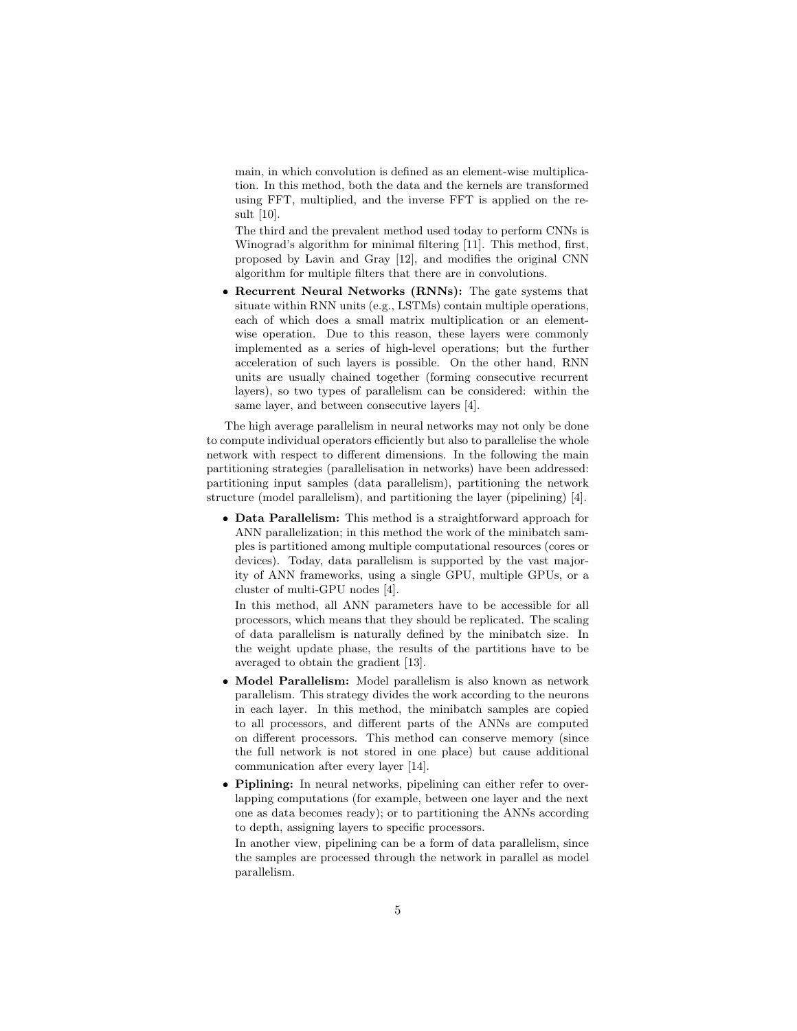main, in which convolution is defined as an element-wise multiplication. In this method, both the data and the kernels are transformed using FFT, multiplied, and the inverse FFT is applied on the result [10].

The third and the prevalent method used today to perform CNNs is Winograd's algorithm for minimal filtering [11]. This method, first, proposed by Lavin and Gray [12], and modifies the original CNN algorithm for multiple filters that there are in convolutions.

- **Recurrent Neural Networks (RNNs):** The gate systems that situate within RNN units (e.g., LSTMs) contain multiple operations, each of which does a small matrix multiplication or an element-wise operation. Due to this reason, these layers were commonly implemented as a series of high-level operations; but the further acceleration of such layers is possible. On the other hand, RNN units are usually chained together (forming consecutive recurrent layers), so two types of parallelism can be considered: within the same layer, and between consecutive layers [4].

The high average parallelism in neural networks may not only be done to compute individual operators efficiently but also to parallelise the whole network with respect to different dimensions. In the following the main partitioning strategies (parallelisation in networks) have been addressed: partitioning input samples (data parallelism), partitioning the network structure (model parallelism), and partitioning the layer (pipelining) [4].

- **Data Parallelism:** This method is a straightforward approach for ANN parallelization; in this method the work of the minibatch samples is partitioned among multiple computational resources (cores or devices). Today, data parallelism is supported by the vast majority of ANN frameworks, using a single GPU, multiple GPUs, or a cluster of multi-GPU nodes [4].

  In this method, all ANN parameters have to be accessible for all processors, which means that they should be replicated. The scaling of data parallelism is naturally defined by the minibatch size. In the weight update phase, the results of the partitions have to be averaged to obtain the gradient [13].

- **Model Parallelism:** Model parallelism is also known as network parallelism. This strategy divides the work according to the neurons in each layer. In this method, the minibatch samples are copied to all processors, and different parts of the ANNs are computed on different processors. This method can conserve memory (since the full network is not stored in one place) but cause additional communication after every layer [14].

- **Piplining:** In neural networks, pipelining can either refer to overlapping computations (for example, between one layer and the next one as data becomes ready); or to partitioning the ANNs according to depth, assigning layers to specific processors.

  In another view, pipelining can be a form of data parallelism, since the samples are processed through the network in parallel as model parallelism.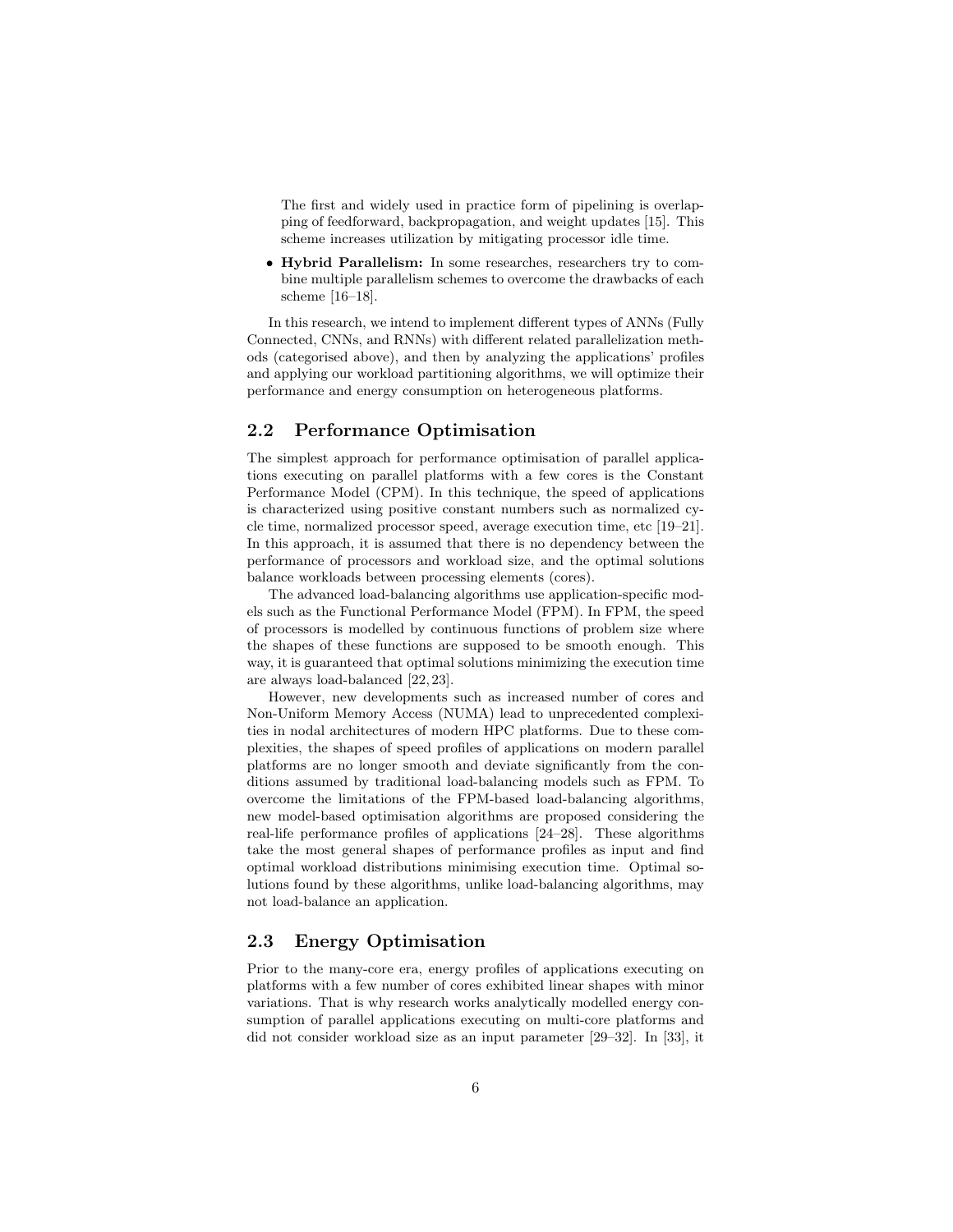The first and widely used in practice form of pipelining is overlapping of feedforward, backpropagation, and weight updates [15]. This scheme increases utilization by mitigating processor idle time.

- **Hybrid Parallelism:** In some researches, researchers try to combine multiple parallelism schemes to overcome the drawbacks of each scheme [16–18].

In this research, we intend to implement different types of ANNs (Fully Connected, CNNs, and RNNs) with different related parallelization methods (categorised above), and then by analyzing the applications' profiles and applying our workload partitioning algorithms, we will optimize their performance and energy consumption on heterogeneous platforms.

## 2.2 Performance Optimisation

The simplest approach for performance optimisation of parallel applications executing on parallel platforms with a few cores is the Constant Performance Model (CPM). In this technique, the speed of applications is characterized using positive constant numbers such as normalized cycle time, normalized processor speed, average execution time, etc [19–21]. In this approach, it is assumed that there is no dependency between the performance of processors and workload size, and the optimal solutions balance workloads between processing elements (cores).

The advanced load-balancing algorithms use application-specific models such as the Functional Performance Model (FPM). In FPM, the speed of processors is modelled by continuous functions of problem size where the shapes of these functions are supposed to be smooth enough. This way, it is guaranteed that optimal solutions minimizing the execution time are always load-balanced [22, 23].

However, new developments such as increased number of cores and Non-Uniform Memory Access (NUMA) lead to unprecedented complexities in nodal architectures of modern HPC platforms. Due to these complexities, the shapes of speed profiles of applications on modern parallel platforms are no longer smooth and deviate significantly from the conditions assumed by traditional load-balancing models such as FPM. To overcome the limitations of the FPM-based load-balancing algorithms, new model-based optimisation algorithms are proposed considering the real-life performance profiles of applications [24–28]. These algorithms take the most general shapes of performance profiles as input and find optimal workload distributions minimising execution time. Optimal solutions found by these algorithms, unlike load-balancing algorithms, may not load-balance an application.

## 2.3 Energy Optimisation

Prior to the many-core era, energy profiles of applications executing on platforms with a few number of cores exhibited linear shapes with minor variations. That is why research works analytically modelled energy consumption of parallel applications executing on multi-core platforms and did not consider workload size as an input parameter [29–32]. In [33], it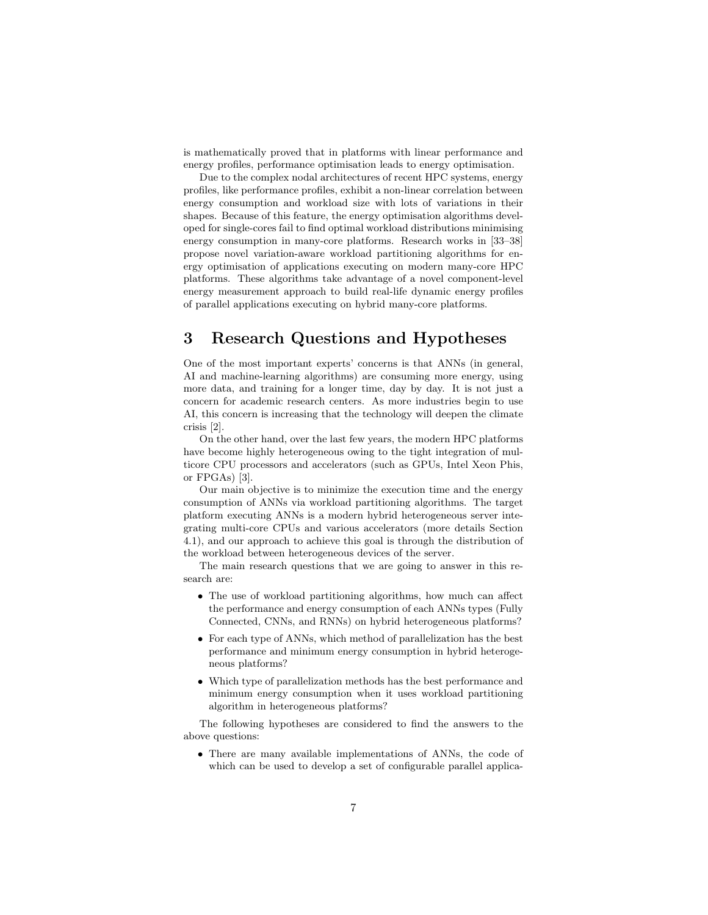is mathematically proved that in platforms with linear performance and energy profiles, performance optimisation leads to energy optimisation.

Due to the complex nodal architectures of recent HPC systems, energy profiles, like performance profiles, exhibit a non-linear correlation between energy consumption and workload size with lots of variations in their shapes. Because of this feature, the energy optimisation algorithms developed for single-cores fail to find optimal workload distributions minimising energy consumption in many-core platforms. Research works in [33–38] propose novel variation-aware workload partitioning algorithms for energy optimisation of applications executing on modern many-core HPC platforms. These algorithms take advantage of a novel component-level energy measurement approach to build real-life dynamic energy profiles of parallel applications executing on hybrid many-core platforms.

## 3 Research Questions and Hypotheses

One of the most important experts' concerns is that ANNs (in general, AI and machine-learning algorithms) are consuming more energy, using more data, and training for a longer time, day by day. It is not just a concern for academic research centers. As more industries begin to use AI, this concern is increasing that the technology will deepen the climate crisis [2].

On the other hand, over the last few years, the modern HPC platforms have become highly heterogeneous owing to the tight integration of multicore CPU processors and accelerators (such as GPUs, Intel Xeon Phis, or FPGAs) [3].

Our main objective is to minimize the execution time and the energy consumption of ANNs via workload partitioning algorithms. The target platform executing ANNs is a modern hybrid heterogeneous server integrating multi-core CPUs and various accelerators (more details Section 4.1), and our approach to achieve this goal is through the distribution of the workload between heterogeneous devices of the server.

The main research questions that we are going to answer in this research are:

- The use of workload partitioning algorithms, how much can affect the performance and energy consumption of each ANNs types (Fully Connected, CNNs, and RNNs) on hybrid heterogeneous platforms?
- For each type of ANNs, which method of parallelization has the best performance and minimum energy consumption in hybrid heterogeneous platforms?
- Which type of parallelization methods has the best performance and minimum energy consumption when it uses workload partitioning algorithm in heterogeneous platforms?

The following hypotheses are considered to find the answers to the above questions:

- There are many available implementations of ANNs, the code of which can be used to develop a set of configurable parallel applica-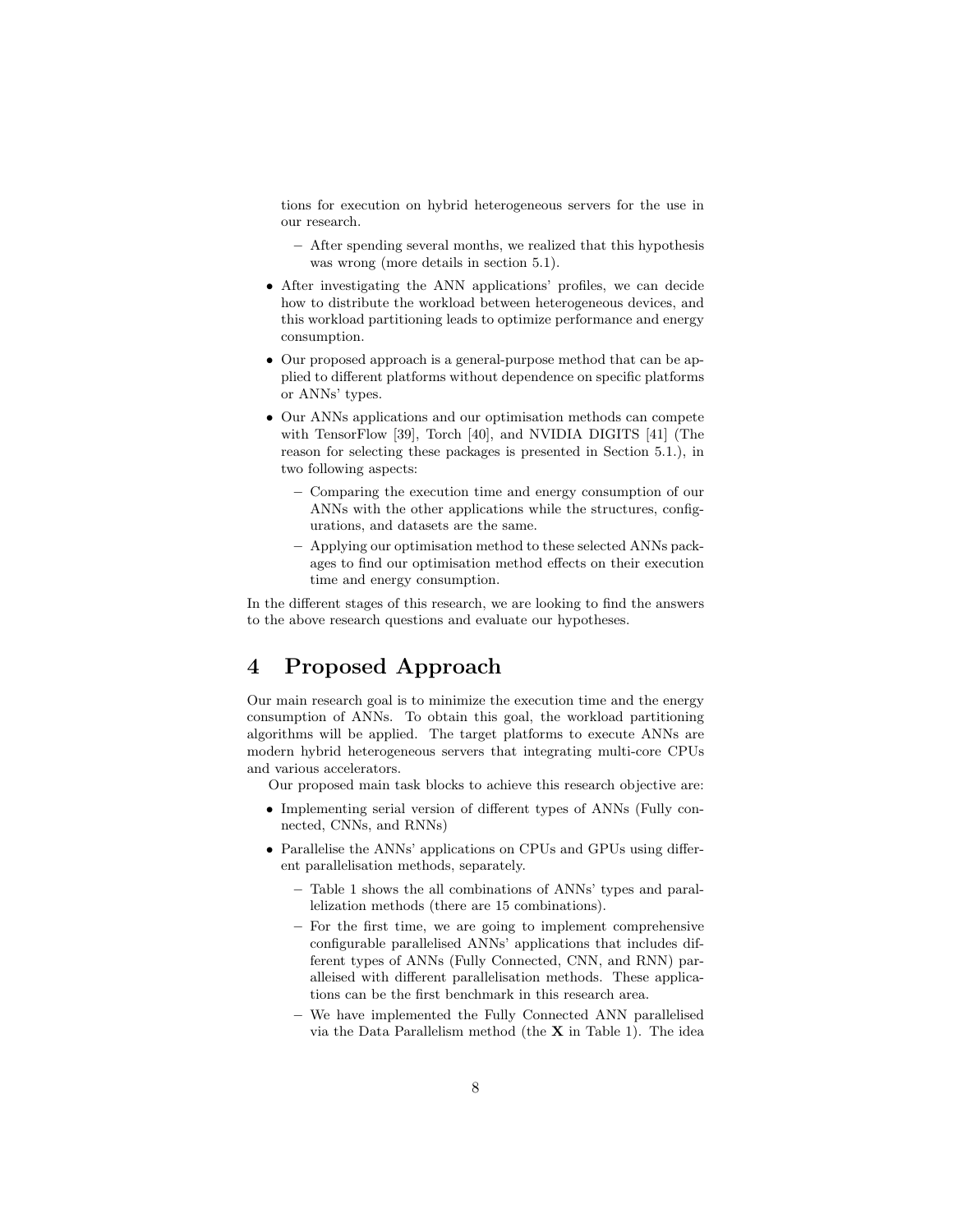tions for execution on hybrid heterogeneous servers for the use in our research.

  - After spending several months, we realized that this hypothesis was wrong (more details in section 5.1).

- After investigating the ANN applications' profiles, we can decide how to distribute the workload between heterogeneous devices, and this workload partitioning leads to optimize performance and energy consumption.

- Our proposed approach is a general-purpose method that can be applied to different platforms without dependence on specific platforms or ANNs' types.

- Our ANNs applications and our optimisation methods can compete with TensorFlow [39], Torch [40], and NVIDIA DIGITS [41] (The reason for selecting these packages is presented in Section 5.1.), in two following aspects:

  - Comparing the execution time and energy consumption of our ANNs with the other applications while the structures, configurations, and datasets are the same.
  - Applying our optimisation method to these selected ANNs packages to find our optimisation method effects on their execution time and energy consumption.

In the different stages of this research, we are looking to find the answers to the above research questions and evaluate our hypotheses.

# 4 Proposed Approach

Our main research goal is to minimize the execution time and the energy consumption of ANNs. To obtain this goal, the workload partitioning algorithms will be applied. The target platforms to execute ANNs are modern hybrid heterogeneous servers that integrating multi-core CPUs and various accelerators.

Our proposed main task blocks to achieve this research objective are:

- Implementing serial version of different types of ANNs (Fully connected, CNNs, and RNNs)

- Parallelise the ANNs' applications on CPUs and GPUs using different parallelisation methods, separately.

  - Table 1 shows the all combinations of ANNs' types and parallelization methods (there are 15 combinations).
  - For the first time, we are going to implement comprehensive configurable parallelised ANNs' applications that includes different types of ANNs (Fully Connected, CNN, and RNN) paralleised with different parallelisation methods. These applications can be the first benchmark in this research area.
  - We have implemented the Fully Connected ANN parallelised via the Data Parallelism method (the **X** in Table 1). The idea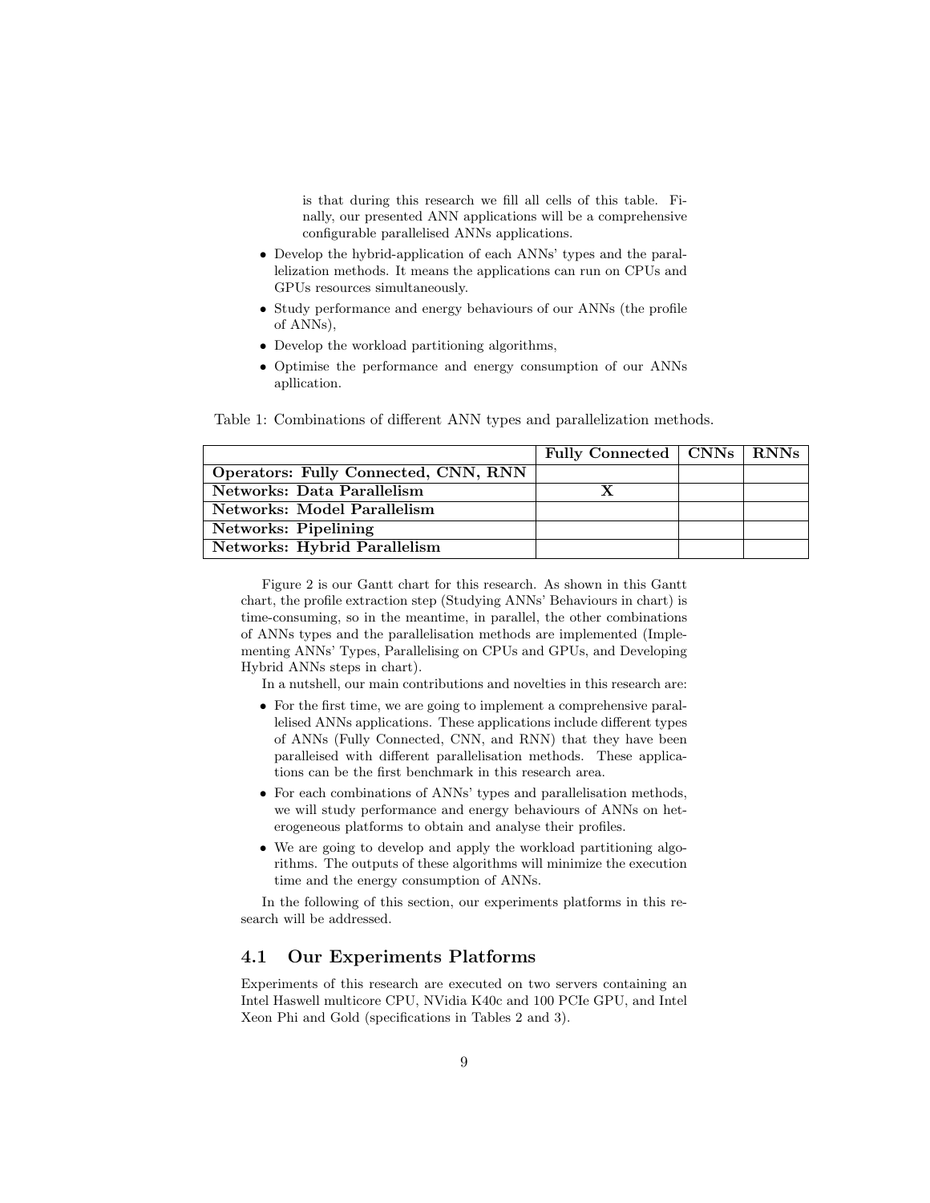is that during this research we fill all cells of this table. Finally, our presented ANN applications will be a comprehensive configurable parallelised ANNs applications.

- Develop the hybrid-application of each ANNs' types and the parallelization methods. It means the applications can run on CPUs and GPUs resources simultaneously.
- Study performance and energy behaviours of our ANNs (the profile of ANNs),
- Develop the workload partitioning algorithms,
- Optimise the performance and energy consumption of our ANNs apllication.

Table 1: Combinations of different ANN types and parallelization methods.

| | **Fully Connected** | **CNNs** | **RNNs** |
|---|---|---|---|
| **Operators: Fully Connected, CNN, RNN** | | | |
| **Networks: Data Parallelism** | **X** | | |
| **Networks: Model Parallelism** | | | |
| **Networks: Pipelining** | | | |
| **Networks: Hybrid Parallelism** | | | |

Figure 2 is our Gantt chart for this research. As shown in this Gantt chart, the profile extraction step (Studying ANNs' Behaviours in chart) is time-consuming, so in the meantime, in parallel, the other combinations of ANNs types and the parallelisation methods are implemented (Implementing ANNs' Types, Parallelising on CPUs and GPUs, and Developing Hybrid ANNs steps in chart).

In a nutshell, our main contributions and novelties in this research are:

- For the first time, we are going to implement a comprehensive parallelised ANNs applications. These applications include different types of ANNs (Fully Connected, CNN, and RNN) that they have been paralleised with different parallelisation methods. These applications can be the first benchmark in this research area.
- For each combinations of ANNs' types and parallelisation methods, we will study performance and energy behaviours of ANNs on heterogeneous platforms to obtain and analyse their profiles.
- We are going to develop and apply the workload partitioning algorithms. The outputs of these algorithms will minimize the execution time and the energy consumption of ANNs.

In the following of this section, our experiments platforms in this research will be addressed.

## 4.1 Our Experiments Platforms

Experiments of this research are executed on two servers containing an Intel Haswell multicore CPU, NVidia K40c and 100 PCIe GPU, and Intel Xeon Phi and Gold (specifications in Tables 2 and 3).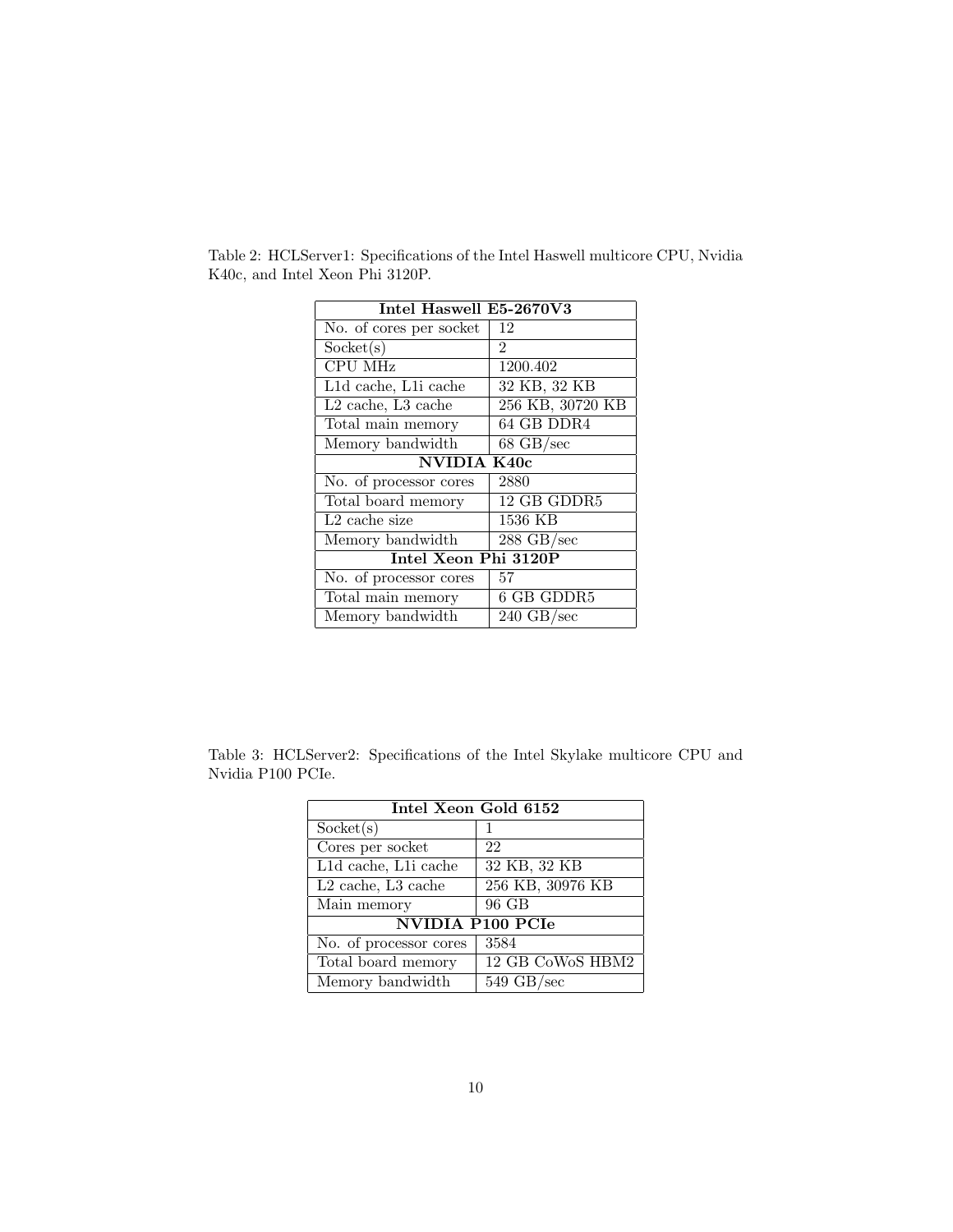Table 2: HCLServer1: Specifications of the Intel Haswell multicore CPU, Nvidia K40c, and Intel Xeon Phi 3120P.

| **Intel Haswell E5-2670V3** | |
|---|---|
| No. of cores per socket | 12 |
| Socket(s) | 2 |
| CPU MHz | 1200.402 |
| L1d cache, L1i cache | 32 KB, 32 KB |
| L2 cache, L3 cache | 256 KB, 30720 KB |
| Total main memory | 64 GB DDR4 |
| Memory bandwidth | 68 GB/sec |
| **NVIDIA K40c** | |
| No. of processor cores | 2880 |
| Total board memory | 12 GB GDDR5 |
| L2 cache size | 1536 KB |
| Memory bandwidth | 288 GB/sec |
| **Intel Xeon Phi 3120P** | |
| No. of processor cores | 57 |
| Total main memory | 6 GB GDDR5 |
| Memory bandwidth | 240 GB/sec |

Table 3: HCLServer2: Specifications of the Intel Skylake multicore CPU and Nvidia P100 PCIe.

| **Intel Xeon Gold 6152** | |
|---|---|
| Socket(s) | 1 |
| Cores per socket | 22 |
| L1d cache, L1i cache | 32 KB, 32 KB |
| L2 cache, L3 cache | 256 KB, 30976 KB |
| Main memory | 96 GB |
| **NVIDIA P100 PCIe** | |
| No. of processor cores | 3584 |
| Total board memory | 12 GB CoWoS HBM2 |
| Memory bandwidth | 549 GB/sec |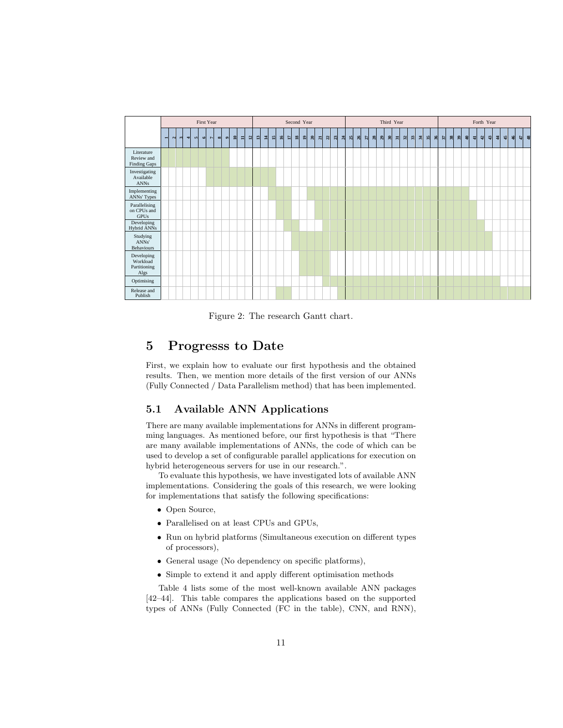| Task | First Year (Months 1–12) | Second Year (Months 13–24) | Third Year (Months 25–36) | Forth Year (Months 37–48) |
|---|---|---|---|---|
| Literature Review and Finding Gaps | 1–9 | | | |
| Investigating Available ANNs | 7–12 | 13–15 | | |
| Implementing ANNs' Types | | 15–17, 20–24 | 25–36 | 37–40 |
| Parallelising on CPUs and GPUs | | 16–17, 21–24 | 25–36 | 37–41 |
| Developing Hybrid ANNs | | 17–18, 22–24 | 25–36 | 37–42 |
| Studying ANNs' Behaviours | | 18–24 | 25–36 | 37–43 |
| Developing Workload Partitioning Algs | | 19–22 | | |
| Optimising | | 22–24 | 25–36 | 37–44 |
| Release and Publish | | 16–17, 24 | 25–36 | 37–48 |

Figure 2: The research Gantt chart.

## 5 Progresss to Date

First, we explain how to evaluate our first hypothesis and the obtained results. Then, we mention more details of the first version of our ANNs (Fully Connected / Data Parallelism method) that has been implemented.

### 5.1 Available ANN Applications

There are many available implementations for ANNs in different programming languages. As mentioned before, our first hypothesis is that "There are many available implementations of ANNs, the code of which can be used to develop a set of configurable parallel applications for execution on hybrid heterogeneous servers for use in our research.".

To evaluate this hypothesis, we have investigated lots of available ANN implementations. Considering the goals of this research, we were looking for implementations that satisfy the following specifications:

- Open Source,
- Parallelised on at least CPUs and GPUs,
- Run on hybrid platforms (Simultaneous execution on different types of processors),
- General usage (No dependency on specific platforms),
- Simple to extend it and apply different optimisation methods

Table 4 lists some of the most well-known available ANN packages [42–44]. This table compares the applications based on the supported types of ANNs (Fully Connected (FC in the table), CNN, and RNN),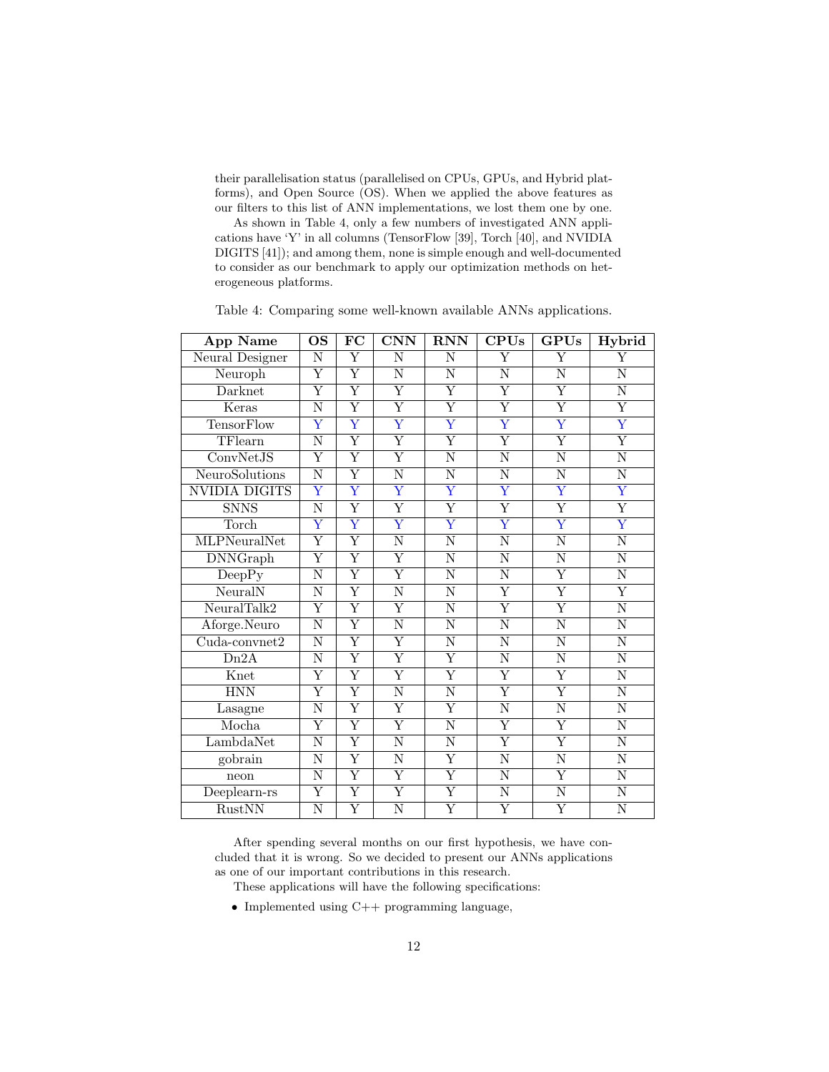their parallelisation status (parallelised on CPUs, GPUs, and Hybrid platforms), and Open Source (OS). When we applied the above features as our filters to this list of ANN implementations, we lost them one by one.

As shown in Table 4, only a few numbers of investigated ANN applications have 'Y' in all columns (TensorFlow [39], Torch [40], and NVIDIA DIGITS [41]); and among them, none is simple enough and well-documented to consider as our benchmark to apply our optimization methods on heterogeneous platforms.

Table 4: Comparing some well-known available ANNs applications.

| App Name | OS | FC | CNN | RNN | CPUs | GPUs | Hybrid |
|---|---|---|---|---|---|---|---|
| Neural Designer | N | Y | N | N | Y | Y | Y |
| Neuroph | Y | Y | N | N | N | N | N |
| Darknet | Y | Y | Y | Y | Y | Y | N |
| Keras | N | Y | Y | Y | Y | Y | Y |
| TensorFlow | Y | Y | Y | Y | Y | Y | Y |
| TFlearn | N | Y | Y | Y | Y | Y | Y |
| ConvNetJS | Y | Y | Y | N | N | N | N |
| NeuroSolutions | N | Y | N | N | N | N | N |
| NVIDIA DIGITS | Y | Y | Y | Y | Y | Y | Y |
| SNNS | N | Y | Y | Y | Y | Y | Y |
| Torch | Y | Y | Y | Y | Y | Y | Y |
| MLPNeuralNet | Y | Y | N | N | N | N | N |
| DNNGraph | Y | Y | Y | N | N | N | N |
| DeepPy | N | Y | Y | N | N | Y | N |
| NeuralN | N | Y | N | N | Y | Y | Y |
| NeuralTalk2 | Y | Y | Y | N | Y | Y | N |
| Aforge.Neuro | N | Y | N | N | N | N | N |
| Cuda-convnet2 | N | Y | Y | N | N | N | N |
| Dn2A | N | Y | Y | Y | N | N | N |
| Knet | Y | Y | Y | Y | Y | Y | N |
| HNN | Y | Y | N | N | Y | Y | N |
| Lasagne | N | Y | Y | Y | N | N | N |
| Mocha | Y | Y | Y | N | Y | Y | N |
| LambdaNet | N | Y | N | N | Y | Y | N |
| gobrain | N | Y | N | Y | N | N | N |
| neon | N | Y | Y | Y | N | Y | N |
| Deeplearn-rs | Y | Y | Y | Y | N | N | N |
| RustNN | N | Y | N | Y | Y | Y | N |

After spending several months on our first hypothesis, we have concluded that it is wrong. So we decided to present our ANNs applications as one of our important contributions in this research.

These applications will have the following specifications:

- Implemented using C++ programming language,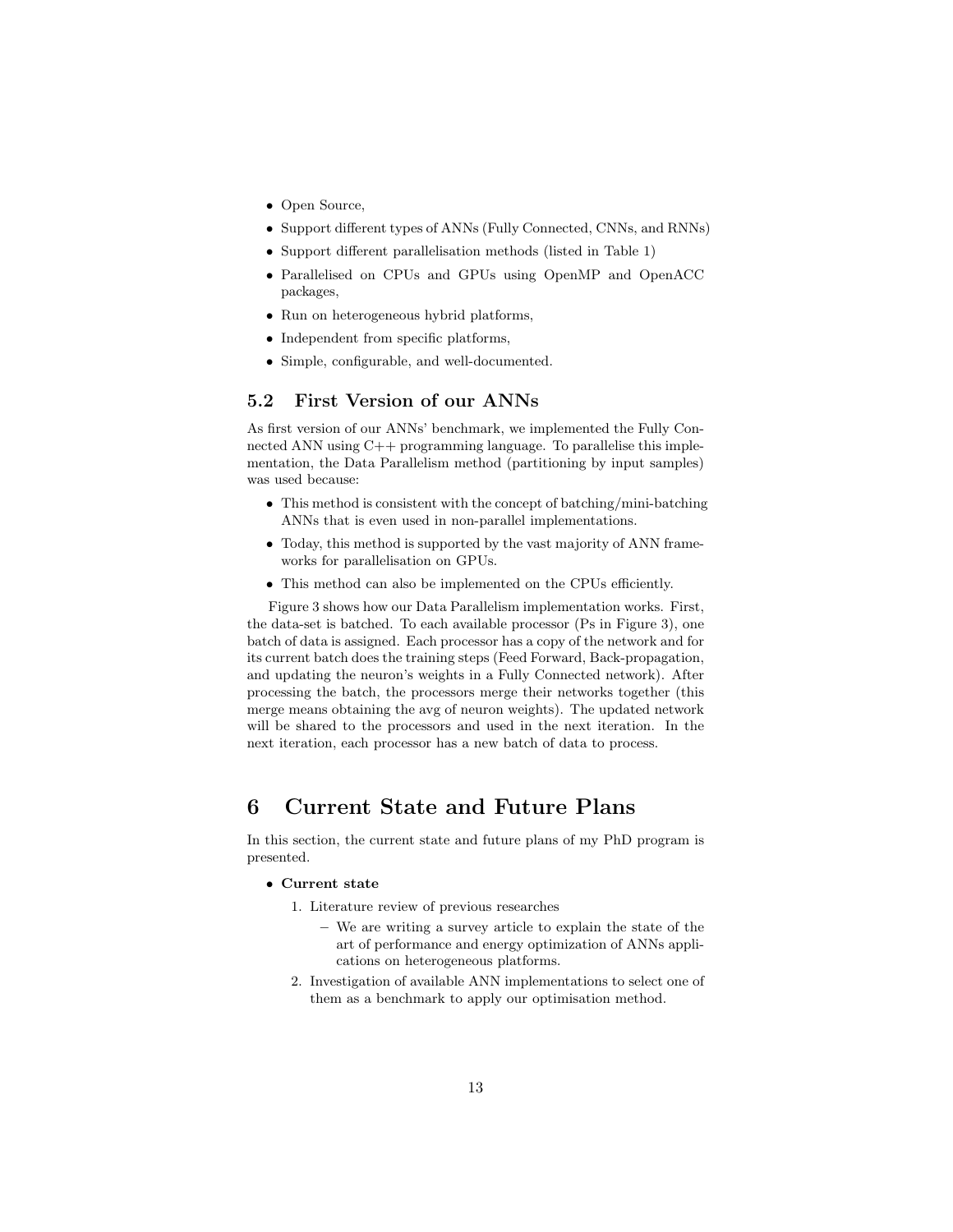- Open Source,
- Support different types of ANNs (Fully Connected, CNNs, and RNNs)
- Support different parallelisation methods (listed in Table 1)
- Parallelised on CPUs and GPUs using OpenMP and OpenACC packages,
- Run on heterogeneous hybrid platforms,
- Independent from specific platforms,
- Simple, configurable, and well-documented.

## 5.2 First Version of our ANNs

As first version of our ANNs' benchmark, we implemented the Fully Connected ANN using C++ programming language. To parallelise this implementation, the Data Parallelism method (partitioning by input samples) was used because:

- This method is consistent with the concept of batching/mini-batching ANNs that is even used in non-parallel implementations.
- Today, this method is supported by the vast majority of ANN frameworks for parallelisation on GPUs.
- This method can also be implemented on the CPUs efficiently.

Figure 3 shows how our Data Parallelism implementation works. First, the data-set is batched. To each available processor (Ps in Figure 3), one batch of data is assigned. Each processor has a copy of the network and for its current batch does the training steps (Feed Forward, Back-propagation, and updating the neuron's weights in a Fully Connected network). After processing the batch, the processors merge their networks together (this merge means obtaining the avg of neuron weights). The updated network will be shared to the processors and used in the next iteration. In the next iteration, each processor has a new batch of data to process.

# 6 Current State and Future Plans

In this section, the current state and future plans of my PhD program is presented.

- **Current state**
  1. Literature review of previous researches
     - We are writing a survey article to explain the state of the art of performance and energy optimization of ANNs applications on heterogeneous platforms.
  2. Investigation of available ANN implementations to select one of them as a benchmark to apply our optimisation method.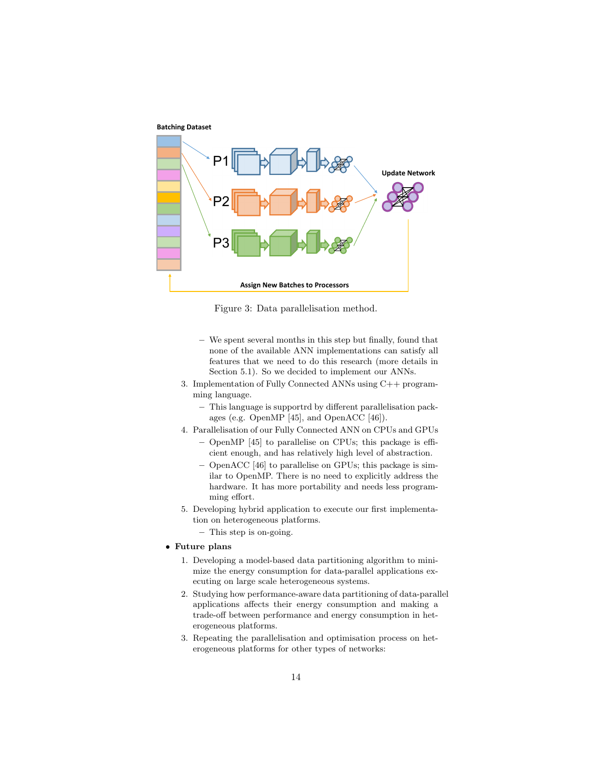Figure 3: Data parallelisation method.

  - We spent several months in this step but finally, found that none of the available ANN implementations can satisfy all features that we need to do this research (more details in Section 5.1). So we decided to implement our ANNs.

3. Implementation of Fully Connected ANNs using C++ programming language.
   - This language is supportrd by different parallelisation packages (e.g. OpenMP [45], and OpenACC [46]).
4. Parallelisation of our Fully Connected ANN on CPUs and GPUs
   - OpenMP [45] to parallelise on CPUs; this package is efficient enough, and has relatively high level of abstraction.
   - OpenACC [46] to parallelise on GPUs; this package is similar to OpenMP. There is no need to explicitly address the hardware. It has more portability and needs less programming effort.
5. Developing hybrid application to execute our first implementation on heterogeneous platforms.
   - This step is on-going.

- **Future plans**
  1. Developing a model-based data partitioning algorithm to minimize the energy consumption for data-parallel applications executing on large scale heterogeneous systems.
  2. Studying how performance-aware data partitioning of data-parallel applications affects their energy consumption and making a trade-off between performance and energy consumption in heterogeneous platforms.
  3. Repeating the parallelisation and optimisation process on heterogeneous platforms for other types of networks: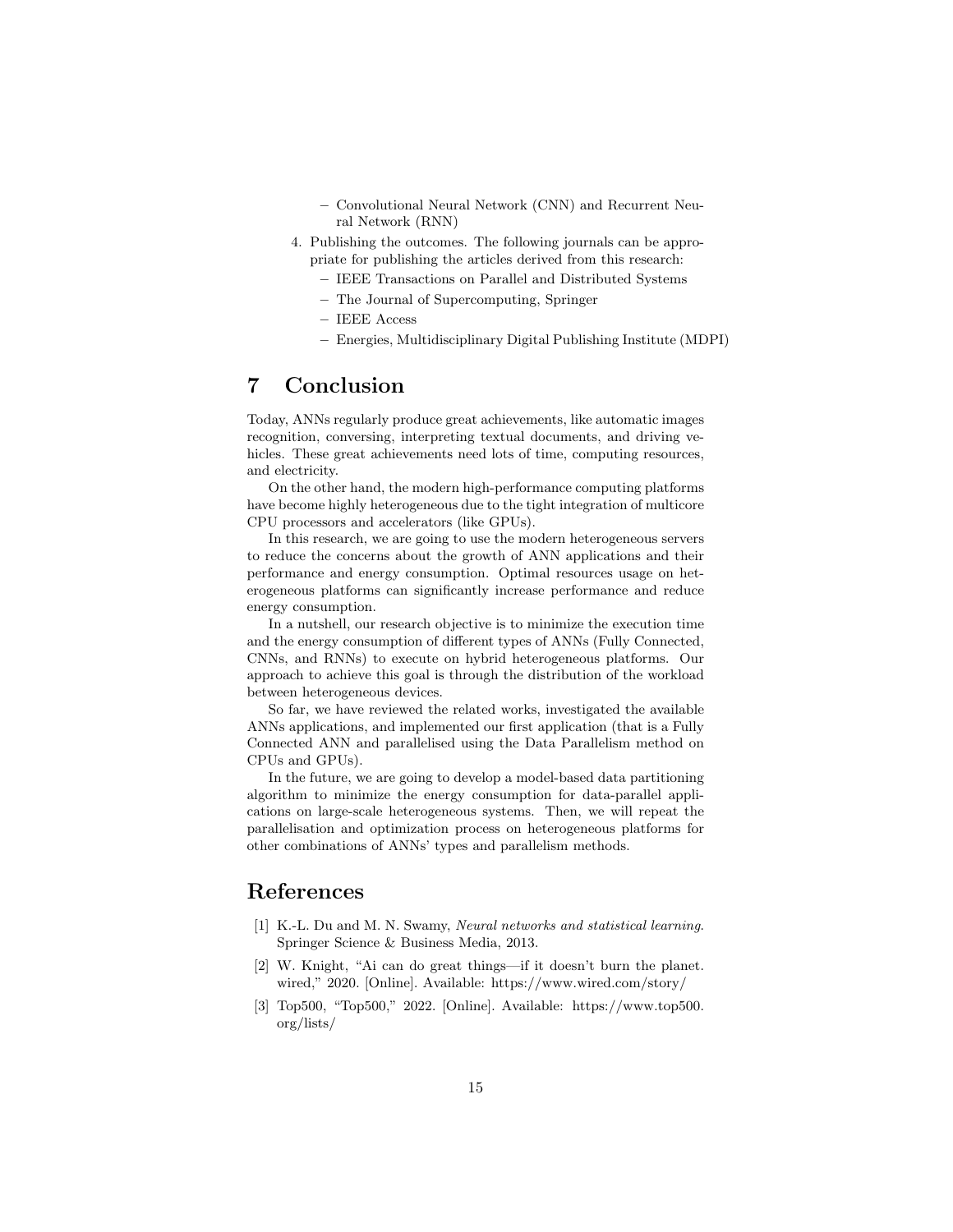- Convolutional Neural Network (CNN) and Recurrent Neural Network (RNN)

4. Publishing the outcomes. The following journals can be appropriate for publishing the articles derived from this research:
   - IEEE Transactions on Parallel and Distributed Systems
   - The Journal of Supercomputing, Springer
   - IEEE Access
   - Energies, Multidisciplinary Digital Publishing Institute (MDPI)

# 7 Conclusion

Today, ANNs regularly produce great achievements, like automatic images recognition, conversing, interpreting textual documents, and driving vehicles. These great achievements need lots of time, computing resources, and electricity.

On the other hand, the modern high-performance computing platforms have become highly heterogeneous due to the tight integration of multicore CPU processors and accelerators (like GPUs).

In this research, we are going to use the modern heterogeneous servers to reduce the concerns about the growth of ANN applications and their performance and energy consumption. Optimal resources usage on heterogeneous platforms can significantly increase performance and reduce energy consumption.

In a nutshell, our research objective is to minimize the execution time and the energy consumption of different types of ANNs (Fully Connected, CNNs, and RNNs) to execute on hybrid heterogeneous platforms. Our approach to achieve this goal is through the distribution of the workload between heterogeneous devices.

So far, we have reviewed the related works, investigated the available ANNs applications, and implemented our first application (that is a Fully Connected ANN and parallelised using the Data Parallelism method on CPUs and GPUs).

In the future, we are going to develop a model-based data partitioning algorithm to minimize the energy consumption for data-parallel applications on large-scale heterogeneous systems. Then, we will repeat the parallelisation and optimization process on heterogeneous platforms for other combinations of ANNs' types and parallelism methods.

# References

[1] K.-L. Du and M. N. Swamy, *Neural networks and statistical learning*. Springer Science & Business Media, 2013.

[2] W. Knight, "Ai can do great things—if it doesn't burn the planet. wired," 2020. [Online]. Available: https://www.wired.com/story/

[3] Top500, "Top500," 2022. [Online]. Available: https://www.top500.org/lists/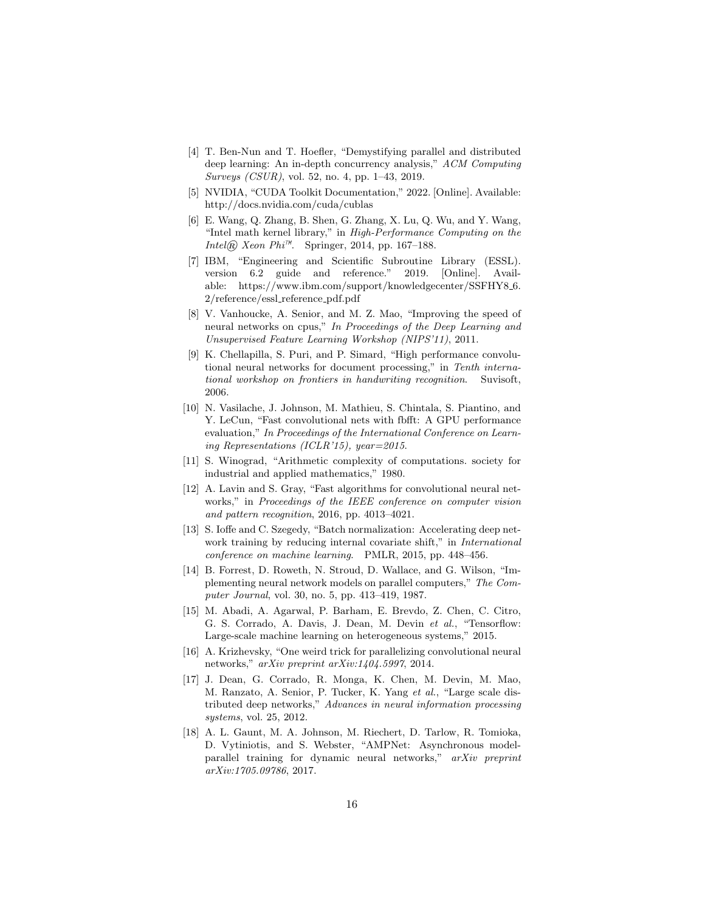[4] T. Ben-Nun and T. Hoefler, "Demystifying parallel and distributed deep learning: An in-depth concurrency analysis," *ACM Computing Surveys (CSUR)*, vol. 52, no. 4, pp. 1–43, 2019.

[5] NVIDIA, "CUDA Toolkit Documentation," 2022. [Online]. Available: http://docs.nvidia.com/cuda/cublas

[6] E. Wang, Q. Zhang, B. Shen, G. Zhang, X. Lu, Q. Wu, and Y. Wang, "Intel math kernel library," in *High-Performance Computing on the Intel® Xeon Phi™*. Springer, 2014, pp. 167–188.

[7] IBM, "Engineering and Scientific Subroutine Library (ESSL). version 6.2 guide and reference." 2019. [Online]. Available: https://www.ibm.com/support/knowledgecenter/SSFHY8_6.2/reference/essl_reference_pdf.pdf

[8] V. Vanhoucke, A. Senior, and M. Z. Mao, "Improving the speed of neural networks on cpus," *In Proceedings of the Deep Learning and Unsupervised Feature Learning Workshop (NIPS'11)*, 2011.

[9] K. Chellapilla, S. Puri, and P. Simard, "High performance convolutional neural networks for document processing," in *Tenth international workshop on frontiers in handwriting recognition*. Suvisoft, 2006.

[10] N. Vasilache, J. Johnson, M. Mathieu, S. Chintala, S. Piantino, and Y. LeCun, "Fast convolutional nets with fbfft: A GPU performance evaluation," *In Proceedings of the International Conference on Learning Representations (ICLR'15), year=2015*.

[11] S. Winograd, "Arithmetic complexity of computations. society for industrial and applied mathematics," 1980.

[12] A. Lavin and S. Gray, "Fast algorithms for convolutional neural networks," in *Proceedings of the IEEE conference on computer vision and pattern recognition*, 2016, pp. 4013–4021.

[13] S. Ioffe and C. Szegedy, "Batch normalization: Accelerating deep network training by reducing internal covariate shift," in *International conference on machine learning*. PMLR, 2015, pp. 448–456.

[14] B. Forrest, D. Roweth, N. Stroud, D. Wallace, and G. Wilson, "Implementing neural network models on parallel computers," *The Computer Journal*, vol. 30, no. 5, pp. 413–419, 1987.

[15] M. Abadi, A. Agarwal, P. Barham, E. Brevdo, Z. Chen, C. Citro, G. S. Corrado, A. Davis, J. Dean, M. Devin *et al.*, "Tensorflow: Large-scale machine learning on heterogeneous systems," 2015.

[16] A. Krizhevsky, "One weird trick for parallelizing convolutional neural networks," *arXiv preprint arXiv:1404.5997*, 2014.

[17] J. Dean, G. Corrado, R. Monga, K. Chen, M. Devin, M. Mao, M. Ranzato, A. Senior, P. Tucker, K. Yang *et al.*, "Large scale distributed deep networks," *Advances in neural information processing systems*, vol. 25, 2012.

[18] A. L. Gaunt, M. A. Johnson, M. Riechert, D. Tarlow, R. Tomioka, D. Vytiniotis, and S. Webster, "AMPNet: Asynchronous model-parallel training for dynamic neural networks," *arXiv preprint arXiv:1705.09786*, 2017.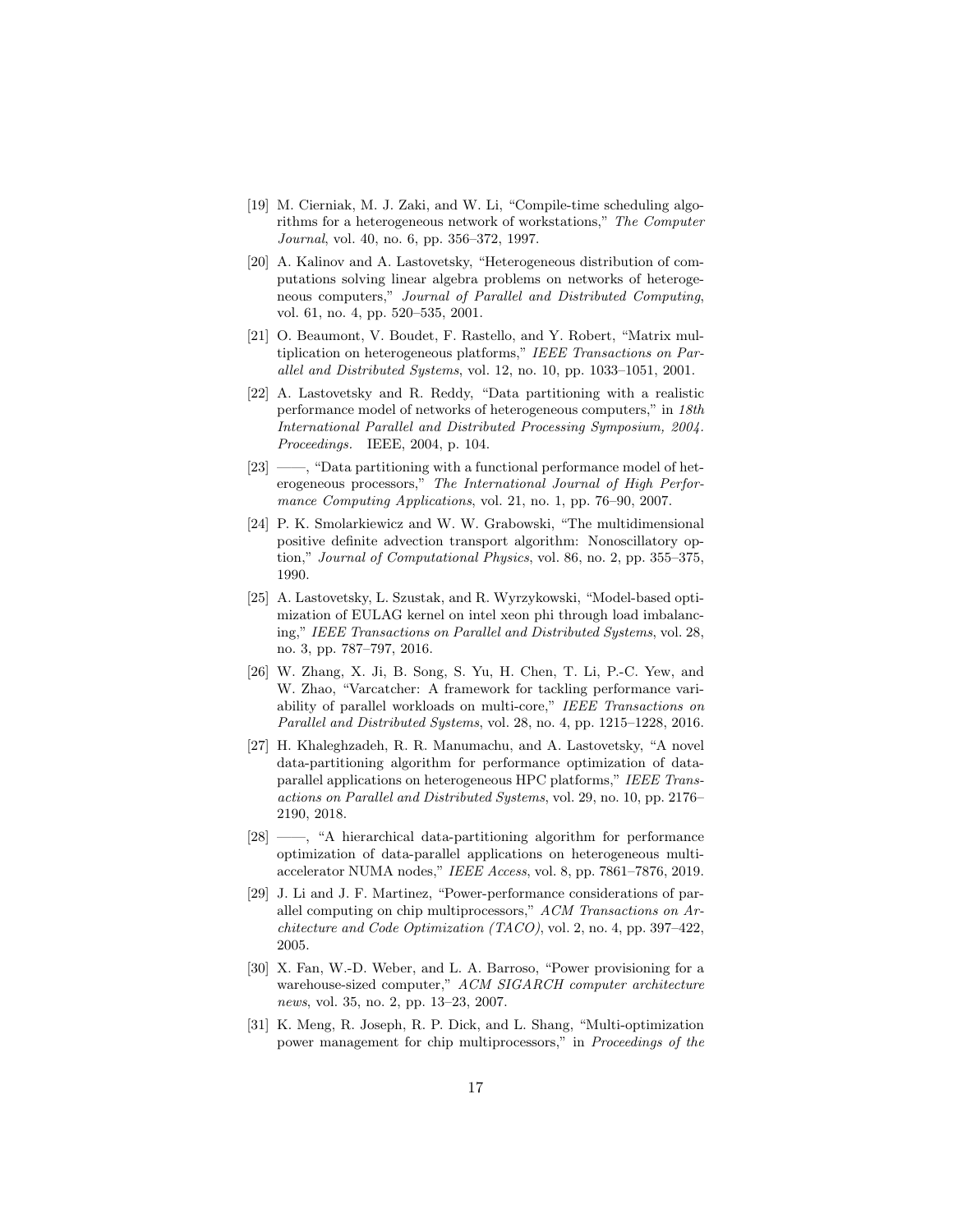[19] M. Cierniak, M. J. Zaki, and W. Li, "Compile-time scheduling algorithms for a heterogeneous network of workstations," *The Computer Journal*, vol. 40, no. 6, pp. 356–372, 1997.

[20] A. Kalinov and A. Lastovetsky, "Heterogeneous distribution of computations solving linear algebra problems on networks of heterogeneous computers," *Journal of Parallel and Distributed Computing*, vol. 61, no. 4, pp. 520–535, 2001.

[21] O. Beaumont, V. Boudet, F. Rastello, and Y. Robert, "Matrix multiplication on heterogeneous platforms," *IEEE Transactions on Parallel and Distributed Systems*, vol. 12, no. 10, pp. 1033–1051, 2001.

[22] A. Lastovetsky and R. Reddy, "Data partitioning with a realistic performance model of networks of heterogeneous computers," in *18th International Parallel and Distributed Processing Symposium, 2004. Proceedings.* IEEE, 2004, p. 104.

[23] ——, "Data partitioning with a functional performance model of heterogeneous processors," *The International Journal of High Performance Computing Applications*, vol. 21, no. 1, pp. 76–90, 2007.

[24] P. K. Smolarkiewicz and W. W. Grabowski, "The multidimensional positive definite advection transport algorithm: Nonoscillatory option," *Journal of Computational Physics*, vol. 86, no. 2, pp. 355–375, 1990.

[25] A. Lastovetsky, L. Szustak, and R. Wyrzykowski, "Model-based optimization of EULAG kernel on intel xeon phi through load imbalancing," *IEEE Transactions on Parallel and Distributed Systems*, vol. 28, no. 3, pp. 787–797, 2016.

[26] W. Zhang, X. Ji, B. Song, S. Yu, H. Chen, T. Li, P.-C. Yew, and W. Zhao, "Varcatcher: A framework for tackling performance variability of parallel workloads on multi-core," *IEEE Transactions on Parallel and Distributed Systems*, vol. 28, no. 4, pp. 1215–1228, 2016.

[27] H. Khaleghzadeh, R. R. Manumachu, and A. Lastovetsky, "A novel data-partitioning algorithm for performance optimization of data-parallel applications on heterogeneous HPC platforms," *IEEE Transactions on Parallel and Distributed Systems*, vol. 29, no. 10, pp. 2176–2190, 2018.

[28] ——, "A hierarchical data-partitioning algorithm for performance optimization of data-parallel applications on heterogeneous multi-accelerator NUMA nodes," *IEEE Access*, vol. 8, pp. 7861–7876, 2019.

[29] J. Li and J. F. Martinez, "Power-performance considerations of parallel computing on chip multiprocessors," *ACM Transactions on Architecture and Code Optimization (TACO)*, vol. 2, no. 4, pp. 397–422, 2005.

[30] X. Fan, W.-D. Weber, and L. A. Barroso, "Power provisioning for a warehouse-sized computer," *ACM SIGARCH computer architecture news*, vol. 35, no. 2, pp. 13–23, 2007.

[31] K. Meng, R. Joseph, R. P. Dick, and L. Shang, "Multi-optimization power management for chip multiprocessors," in *Proceedings of the*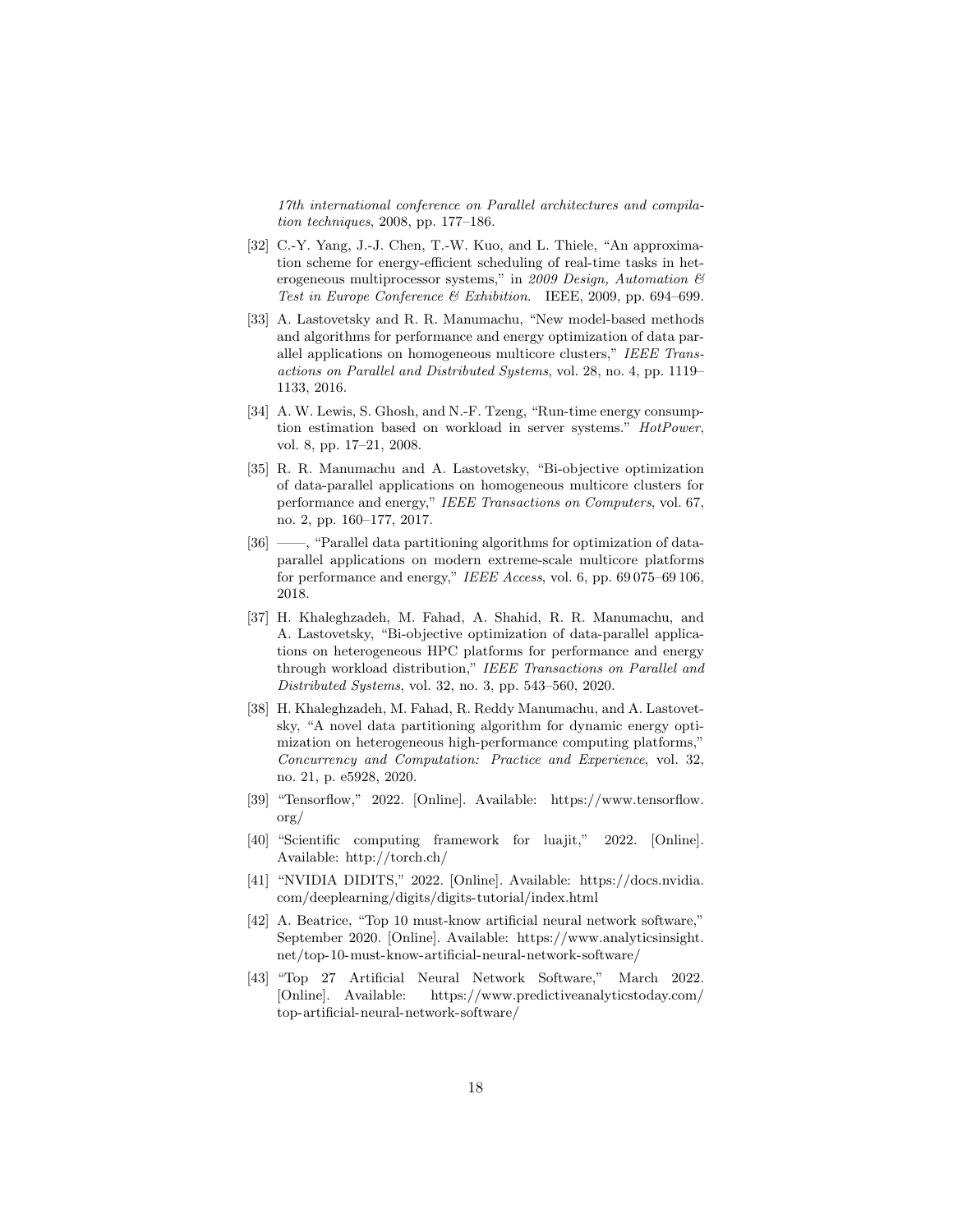*17th international conference on Parallel architectures and compilation techniques*, 2008, pp. 177–186.

[32] C.-Y. Yang, J.-J. Chen, T.-W. Kuo, and L. Thiele, "An approximation scheme for energy-efficient scheduling of real-time tasks in heterogeneous multiprocessor systems," in *2009 Design, Automation & Test in Europe Conference & Exhibition*. IEEE, 2009, pp. 694–699.

[33] A. Lastovetsky and R. R. Manumachu, "New model-based methods and algorithms for performance and energy optimization of data parallel applications on homogeneous multicore clusters," *IEEE Transactions on Parallel and Distributed Systems*, vol. 28, no. 4, pp. 1119–1133, 2016.

[34] A. W. Lewis, S. Ghosh, and N.-F. Tzeng, "Run-time energy consumption estimation based on workload in server systems." *HotPower*, vol. 8, pp. 17–21, 2008.

[35] R. R. Manumachu and A. Lastovetsky, "Bi-objective optimization of data-parallel applications on homogeneous multicore clusters for performance and energy," *IEEE Transactions on Computers*, vol. 67, no. 2, pp. 160–177, 2017.

[36] ——, "Parallel data partitioning algorithms for optimization of data-parallel applications on modern extreme-scale multicore platforms for performance and energy," *IEEE Access*, vol. 6, pp. 69 075–69 106, 2018.

[37] H. Khaleghzadeh, M. Fahad, A. Shahid, R. R. Manumachu, and A. Lastovetsky, "Bi-objective optimization of data-parallel applications on heterogeneous HPC platforms for performance and energy through workload distribution," *IEEE Transactions on Parallel and Distributed Systems*, vol. 32, no. 3, pp. 543–560, 2020.

[38] H. Khaleghzadeh, M. Fahad, R. Reddy Manumachu, and A. Lastovetsky, "A novel data partitioning algorithm for dynamic energy optimization on heterogeneous high-performance computing platforms," *Concurrency and Computation: Practice and Experience*, vol. 32, no. 21, p. e5928, 2020.

[39] "Tensorflow," 2022. [Online]. Available: https://www.tensorflow.org/

[40] "Scientific computing framework for luajit," 2022. [Online]. Available: http://torch.ch/

[41] "NVIDIA DIDITS," 2022. [Online]. Available: https://docs.nvidia.com/deeplearning/digits/digits-tutorial/index.html

[42] A. Beatrice, "Top 10 must-know artificial neural network software," September 2020. [Online]. Available: https://www.analyticsinsight.net/top-10-must-know-artificial-neural-network-software/

[43] "Top 27 Artificial Neural Network Software," March 2022. [Online]. Available: https://www.predictiveanalyticstoday.com/top-artificial-neural-network-software/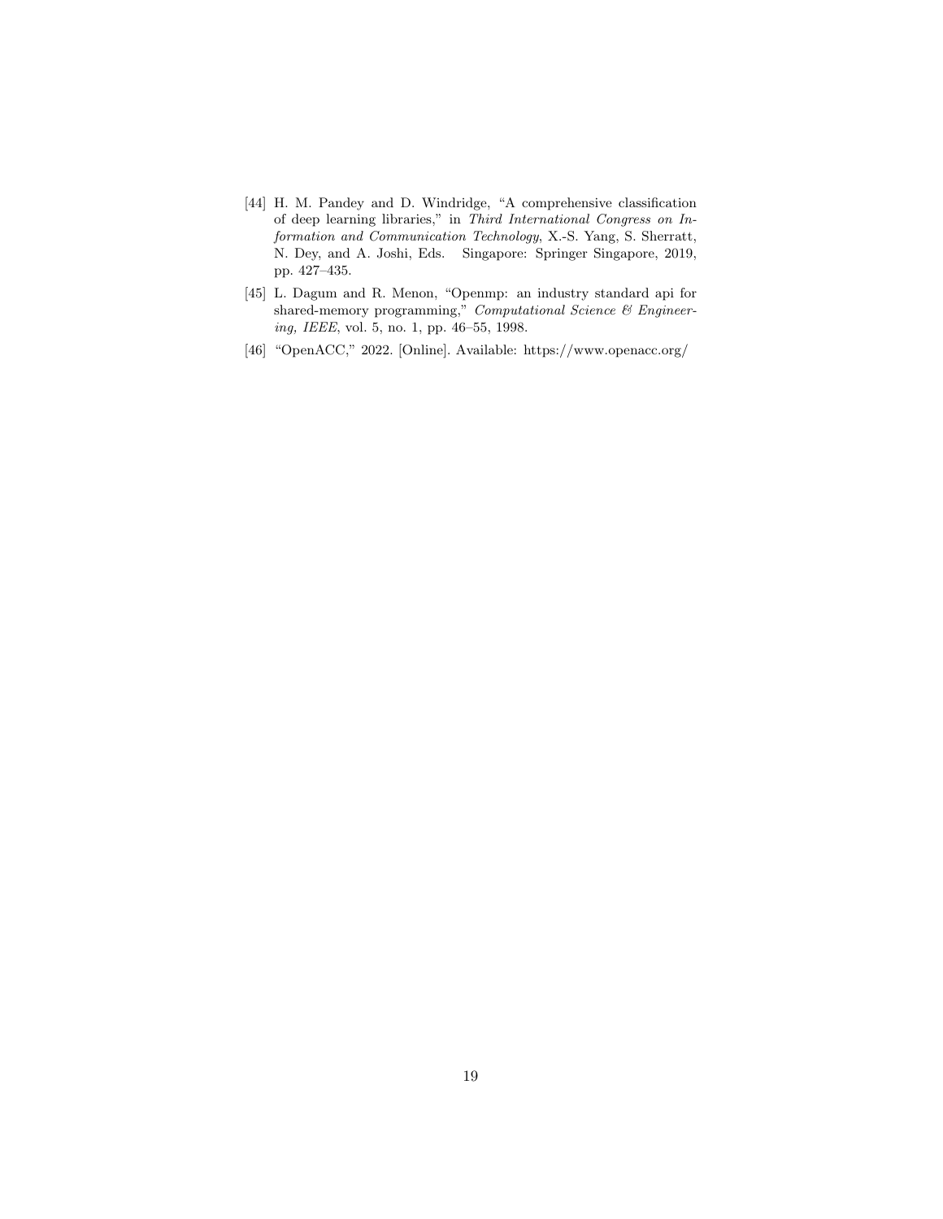[44] H. M. Pandey and D. Windridge, "A comprehensive classification of deep learning libraries," in *Third International Congress on Information and Communication Technology*, X.-S. Yang, S. Sherratt, N. Dey, and A. Joshi, Eds. Singapore: Springer Singapore, 2019, pp. 427–435.

[45] L. Dagum and R. Menon, "Openmp: an industry standard api for shared-memory programming," *Computational Science & Engineering, IEEE*, vol. 5, no. 1, pp. 46–55, 1998.

[46] "OpenACC," 2022. [Online]. Available: https://www.openacc.org/